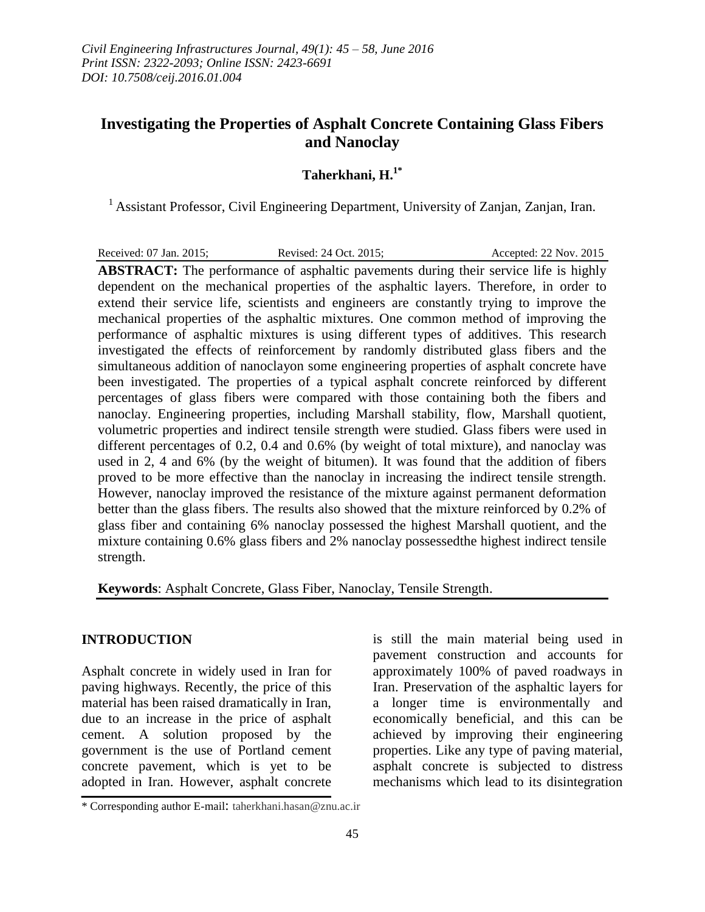*Civil Engineering Infrastructures Journal, 49(1): 45 – 58, June 2016*
*Print ISSN: 2322-2093; Online ISSN: 2423-6691*
*DOI: 10.7508/ceij.2016.01.004*

# Investigating the Properties of Asphalt Concrete Containing Glass Fibers and Nanoclay

**Taherkhani, H.[1*]**

[1] Assistant Professor, Civil Engineering Department, University of Zanjan, Zanjan, Iran.

Received: 07 Jan. 2015; Revised: 24 Oct. 2015; Accepted: 22 Nov. 2015

**ABSTRACT:** The performance of asphaltic pavements during their service life is highly dependent on the mechanical properties of the asphaltic layers. Therefore, in order to extend their service life, scientists and engineers are constantly trying to improve the mechanical properties of the asphaltic mixtures. One common method of improving the performance of asphaltic mixtures is using different types of additives. This research investigated the effects of reinforcement by randomly distributed glass fibers and the simultaneous addition of nanoclayon some engineering properties of asphalt concrete have been investigated. The properties of a typical asphalt concrete reinforced by different percentages of glass fibers were compared with those containing both the fibers and nanoclay. Engineering properties, including Marshall stability, flow, Marshall quotient, volumetric properties and indirect tensile strength were studied. Glass fibers were used in different percentages of 0.2, 0.4 and 0.6% (by weight of total mixture), and nanoclay was used in 2, 4 and 6% (by the weight of bitumen). It was found that the addition of fibers proved to be more effective than the nanoclay in increasing the indirect tensile strength. However, nanoclay improved the resistance of the mixture against permanent deformation better than the glass fibers. The results also showed that the mixture reinforced by 0.2% of glass fiber and containing 6% nanoclay possessed the highest Marshall quotient, and the mixture containing 0.6% glass fibers and 2% nanoclay possessedthe highest indirect tensile strength.

**Keywords**: Asphalt Concrete, Glass Fiber, Nanoclay, Tensile Strength.

## INTRODUCTION

Asphalt concrete in widely used in Iran for paving highways. Recently, the price of this material has been raised dramatically in Iran, due to an increase in the price of asphalt cement. A solution proposed by the government is the use of Portland cement concrete pavement, which is yet to be adopted in Iran. However, asphalt concrete is still the main material being used in pavement construction and accounts for approximately 100% of paved roadways in Iran. Preservation of the asphaltic layers for a longer time is environmentally and economically beneficial, and this can be achieved by improving their engineering properties. Like any type of paving material, asphalt concrete is subjected to distress mechanisms which lead to its disintegration

\* Corresponding author E-mail: taherkhani.hasan@znu.ac.ir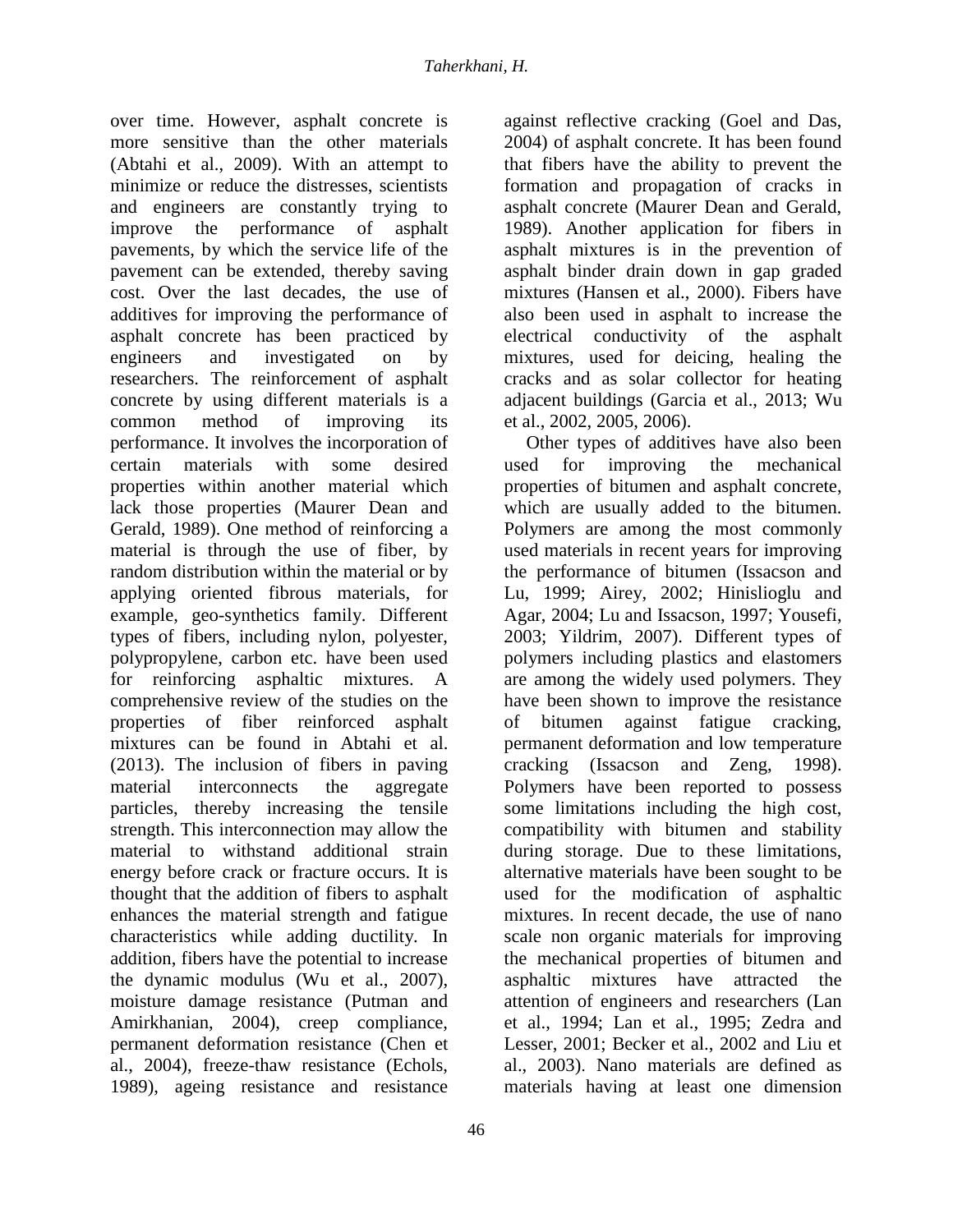over time. However, asphalt concrete is more sensitive than the other materials (Abtahi et al., 2009). With an attempt to minimize or reduce the distresses, scientists and engineers are constantly trying to improve the performance of asphalt pavements, by which the service life of the pavement can be extended, thereby saving cost. Over the last decades, the use of additives for improving the performance of asphalt concrete has been practiced by engineers and investigated on by researchers. The reinforcement of asphalt concrete by using different materials is a common method of improving its performance. It involves the incorporation of certain materials with some desired properties within another material which lack those properties (Maurer Dean and Gerald, 1989). One method of reinforcing a material is through the use of fiber, by random distribution within the material or by applying oriented fibrous materials, for example, geo-synthetics family. Different types of fibers, including nylon, polyester, polypropylene, carbon etc. have been used for reinforcing asphaltic mixtures. A comprehensive review of the studies on the properties of fiber reinforced asphalt mixtures can be found in Abtahi et al. (2013). The inclusion of fibers in paving material interconnects the aggregate particles, thereby increasing the tensile strength. This interconnection may allow the material to withstand additional strain energy before crack or fracture occurs. It is thought that the addition of fibers to asphalt enhances the material strength and fatigue characteristics while adding ductility. In addition, fibers have the potential to increase the dynamic modulus (Wu et al., 2007), moisture damage resistance (Putman and Amirkhanian, 2004), creep compliance, permanent deformation resistance (Chen et al., 2004), freeze-thaw resistance (Echols, 1989), ageing resistance and resistance against reflective cracking (Goel and Das, 2004) of asphalt concrete. It has been found that fibers have the ability to prevent the formation and propagation of cracks in asphalt concrete (Maurer Dean and Gerald, 1989). Another application for fibers in asphalt mixtures is in the prevention of asphalt binder drain down in gap graded mixtures (Hansen et al., 2000). Fibers have also been used in asphalt to increase the electrical conductivity of the asphalt mixtures, used for deicing, healing the cracks and as solar collector for heating adjacent buildings (Garcia et al., 2013; Wu et al., 2002, 2005, 2006).

Other types of additives have also been used for improving the mechanical properties of bitumen and asphalt concrete, which are usually added to the bitumen. Polymers are among the most commonly used materials in recent years for improving the performance of bitumen (Issacson and Lu, 1999; Airey, 2002; Hinislioglu and Agar, 2004; Lu and Issacson, 1997; Yousefi, 2003; Yildrim, 2007). Different types of polymers including plastics and elastomers are among the widely used polymers. They have been shown to improve the resistance of bitumen against fatigue cracking, permanent deformation and low temperature cracking (Issacson and Zeng, 1998). Polymers have been reported to possess some limitations including the high cost, compatibility with bitumen and stability during storage. Due to these limitations, alternative materials have been sought to be used for the modification of asphaltic mixtures. In recent decade, the use of nano scale non organic materials for improving the mechanical properties of bitumen and asphaltic mixtures have attracted the attention of engineers and researchers (Lan et al., 1994; Lan et al., 1995; Zedra and Lesser, 2001; Becker et al., 2002 and Liu et al., 2003). Nano materials are defined as materials having at least one dimension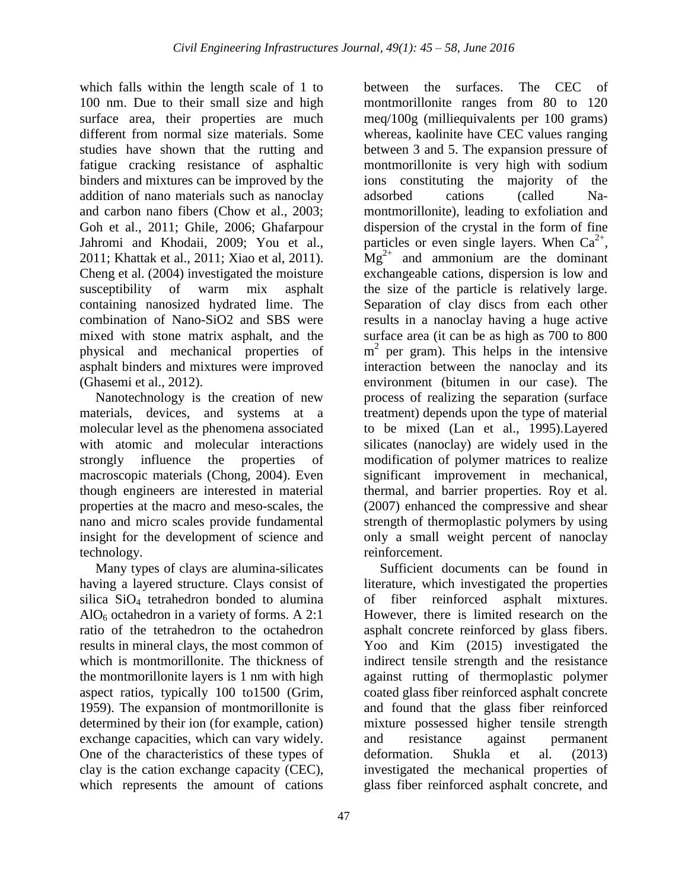which falls within the length scale of 1 to 100 nm. Due to their small size and high surface area, their properties are much different from normal size materials. Some studies have shown that the rutting and fatigue cracking resistance of asphaltic binders and mixtures can be improved by the addition of nano materials such as nanoclay and carbon nano fibers (Chow et al., 2003; Goh et al., 2011; Ghile, 2006; Ghafarpour Jahromi and Khodaii, 2009; You et al., 2011; Khattak et al., 2011; Xiao et al, 2011). Cheng et al. (2004) investigated the moisture susceptibility of warm mix asphalt containing nanosized hydrated lime. The combination of Nano-SiO2 and SBS were mixed with stone matrix asphalt, and the physical and mechanical properties of asphalt binders and mixtures were improved (Ghasemi et al., 2012).

Nanotechnology is the creation of new materials, devices, and systems at a molecular level as the phenomena associated with atomic and molecular interactions strongly influence the properties of macroscopic materials (Chong, 2004). Even though engineers are interested in material properties at the macro and meso-scales, the nano and micro scales provide fundamental insight for the development of science and technology.

Many types of clays are alumina-silicates having a layered structure. Clays consist of silica $SiO_4$ tetrahedron bonded to alumina $AlO_6$ octahedron in a variety of forms. A 2:1 ratio of the tetrahedron to the octahedron results in mineral clays, the most common of which is montmorillonite. The thickness of the montmorillonite layers is 1 nm with high aspect ratios, typically 100 to1500 (Grim, 1959). The expansion of montmorillonite is determined by their ion (for example, cation) exchange capacities, which can vary widely. One of the characteristics of these types of clay is the cation exchange capacity (CEC), which represents the amount of cations between the surfaces. The CEC of montmorillonite ranges from 80 to 120 meq/100g (milliequivalents per 100 grams) whereas, kaolinite have CEC values ranging between 3 and 5. The expansion pressure of montmorillonite is very high with sodium ions constituting the majority of the adsorbed cations (called Na-montmorillonite), leading to exfoliation and dispersion of the crystal in the form of fine particles or even single layers. When $Ca^{2+}$, $Mg^{2+}$ and ammonium are the dominant exchangeable cations, dispersion is low and the size of the particle is relatively large. Separation of clay discs from each other results in a nanoclay having a huge active surface area (it can be as high as 700 to 800 $m^2$ per gram). This helps in the intensive interaction between the nanoclay and its environment (bitumen in our case). The process of realizing the separation (surface treatment) depends upon the type of material to be mixed (Lan et al., 1995).Layered silicates (nanoclay) are widely used in the modification of polymer matrices to realize significant improvement in mechanical, thermal, and barrier properties. Roy et al. (2007) enhanced the compressive and shear strength of thermoplastic polymers by using only a small weight percent of nanoclay reinforcement.

Sufficient documents can be found in literature, which investigated the properties of fiber reinforced asphalt mixtures. However, there is limited research on the asphalt concrete reinforced by glass fibers. Yoo and Kim (2015) investigated the indirect tensile strength and the resistance against rutting of thermoplastic polymer coated glass fiber reinforced asphalt concrete and found that the glass fiber reinforced mixture possessed higher tensile strength and resistance against permanent deformation. Shukla et al. (2013) investigated the mechanical properties of glass fiber reinforced asphalt concrete, and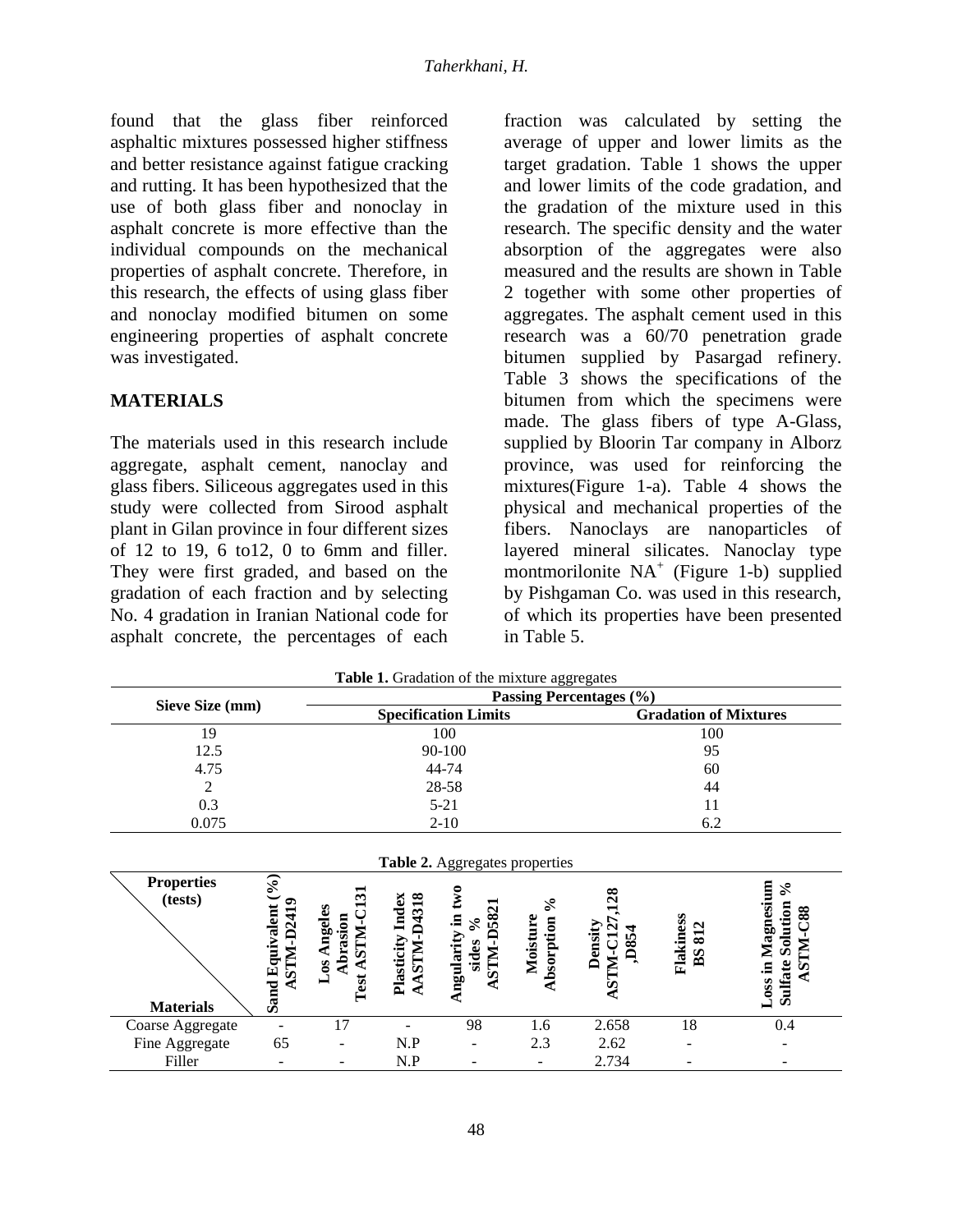found that the glass fiber reinforced asphaltic mixtures possessed higher stiffness and better resistance against fatigue cracking and rutting. It has been hypothesized that the use of both glass fiber and nonoclay in asphalt concrete is more effective than the individual compounds on the mechanical properties of asphalt concrete. Therefore, in this research, the effects of using glass fiber and nonoclay modified bitumen on some engineering properties of asphalt concrete was investigated.

## MATERIALS

The materials used in this research include aggregate, asphalt cement, nanoclay and glass fibers. Siliceous aggregates used in this study were collected from Sirood asphalt plant in Gilan province in four different sizes of 12 to 19, 6 to12, 0 to 6mm and filler. They were first graded, and based on the gradation of each fraction and by selecting No. 4 gradation in Iranian National code for asphalt concrete, the percentages of each fraction was calculated by setting the average of upper and lower limits as the target gradation. Table 1 shows the upper and lower limits of the code gradation, and the gradation of the mixture used in this research. The specific density and the water absorption of the aggregates were also measured and the results are shown in Table 2 together with some other properties of aggregates. The asphalt cement used in this research was a 60/70 penetration grade bitumen supplied by Pasargad refinery. Table 3 shows the specifications of the bitumen from which the specimens were made. The glass fibers of type A-Glass, supplied by Bloorin Tar company in Alborz province, was used for reinforcing the mixtures(Figure 1-a). Table 4 shows the physical and mechanical properties of the fibers. Nanoclays are nanoparticles of layered mineral silicates. Nanoclay type montmorilonite $NA^{+}$ (Figure 1-b) supplied by Pishgaman Co. was used in this research, of which its properties have been presented in Table 5.

**Table 1.** Gradation of the mixture aggregates

| Sieve Size (mm) | Passing Percentages (%) | |
|---|---|---|
| | **Specification Limits** | **Gradation of Mixtures** |
| 19 | 100 | 100 |
| 12.5 | 90-100 | 95 |
| 4.75 | 44-74 | 60 |
| 2 | 28-58 | 44 |
| 0.3 | 5-21 | 11 |
| 0.075 | 2-10 | 6.2 |

**Table 2.** Aggregates properties

| Properties (tests) / Materials | Sand Equivalent (%) ASTM-D2419 | Los Angeles Abrasion Test ASTM-C131 | Plasticity Index AASTM-D4318 | Angularity in two sides % ASTM-D5821 | Moisture Absorption % | Density ASTM-C127,128 ,D854 | Flakiness BS 812 | Loss in Magnesium Sulfate Solution % ASTM-C88 |
|---|---|---|---|---|---|---|---|---|
| Coarse Aggregate | - | 17 | - | 98 | 1.6 | 2.658 | 18 | 0.4 |
| Fine Aggregate | 65 | - | N.P | - | 2.3 | 2.62 | - | - |
| Filler | - | - | N.P | - | - | 2.734 | - | - |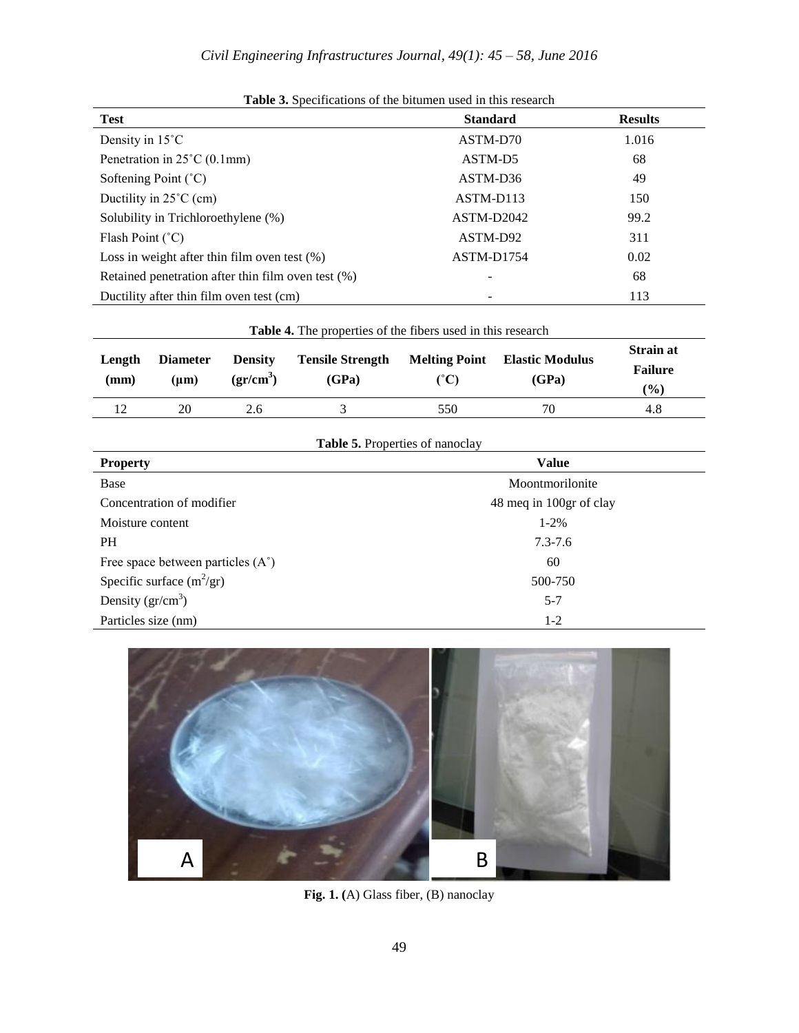**Table 3.** Specifications of the bitumen used in this research

| Test | Standard | Results |
|---|---|---|
| Density in 15˚C | ASTM-D70 | 1.016 |
| Penetration in 25˚C (0.1mm) | ASTM-D5 | 68 |
| Softening Point (˚C) | ASTM-D36 | 49 |
| Ductility in 25˚C (cm) | ASTM-D113 | 150 |
| Solubility in Trichloroethylene (%) | ASTM-D2042 | 99.2 |
| Flash Point (˚C) | ASTM-D92 | 311 |
| Loss in weight after thin film oven test (%) | ASTM-D1754 | 0.02 |
| Retained penetration after thin film oven test (%) | - | 68 |
| Ductility after thin film oven test (cm) | - | 113 |

**Table 4.** The properties of the fibers used in this research

| Length (mm) | Diameter (μm) | Density (gr/cm$^3$) | Tensile Strength (GPa) | Melting Point (˚C) | Elastic Modulus (GPa) | Strain at Failure (%) |
|---|---|---|---|---|---|---|
| 12 | 20 | 2.6 | 3 | 550 | 70 | 4.8 |

**Table 5.** Properties of nanoclay

| Property | Value |
|---|---|
| Base | Moontmorilonite |
| Concentration of modifier | 48 meq in 100gr of clay |
| Moisture content | 1-2% |
| PH | 7.3-7.6 |
| Free space between particles (A˚) | 60 |
| Specific surface (m$^2$/gr) | 500-750 |
| Density (gr/cm$^3$) | 5-7 |
| Particles size (nm) | 1-2 |

**Fig. 1. (**A) Glass fiber, (B) nanoclay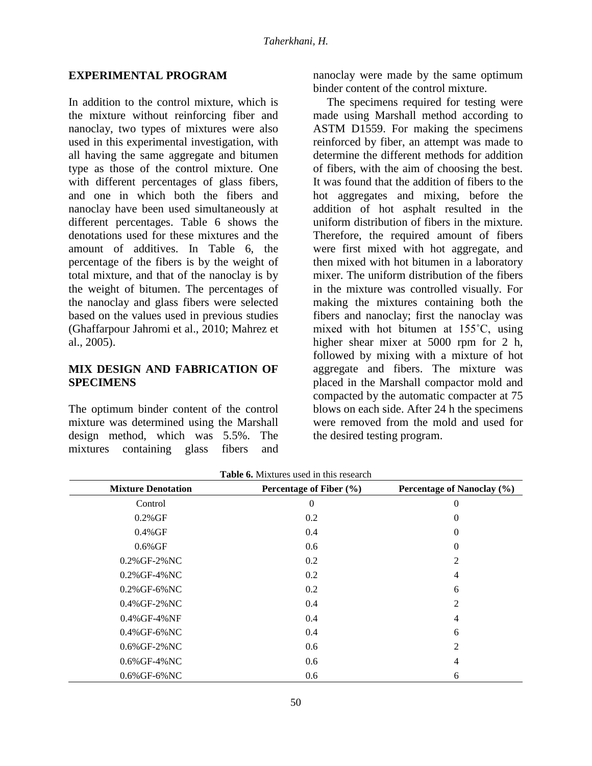## EXPERIMENTAL PROGRAM

In addition to the control mixture, which is the mixture without reinforcing fiber and nanoclay, two types of mixtures were also used in this experimental investigation, with all having the same aggregate and bitumen type as those of the control mixture. One with different percentages of glass fibers, and one in which both the fibers and nanoclay have been used simultaneously at different percentages. Table 6 shows the denotations used for these mixtures and the amount of additives. In Table 6, the percentage of the fibers is by the weight of total mixture, and that of the nanoclay is by the weight of bitumen. The percentages of the nanoclay and glass fibers were selected based on the values used in previous studies (Ghaffarpour Jahromi et al., 2010; Mahrez et al., 2005).

## MIX DESIGN AND FABRICATION OF SPECIMENS

The optimum binder content of the control mixture was determined using the Marshall design method, which was 5.5%. The mixtures containing glass fibers and nanoclay were made by the same optimum binder content of the control mixture.

The specimens required for testing were made using Marshall method according to ASTM D1559. For making the specimens reinforced by fiber, an attempt was made to determine the different methods for addition of fibers, with the aim of choosing the best. It was found that the addition of fibers to the hot aggregates and mixing, before the addition of hot asphalt resulted in the uniform distribution of fibers in the mixture. Therefore, the required amount of fibers were first mixed with hot aggregate, and then mixed with hot bitumen in a laboratory mixer. The uniform distribution of the fibers in the mixture was controlled visually. For making the mixtures containing both the fibers and nanoclay; first the nanoclay was mixed with hot bitumen at 155˚C, using higher shear mixer at 5000 rpm for 2 h, followed by mixing with a mixture of hot aggregate and fibers. The mixture was placed in the Marshall compactor mold and compacted by the automatic compacter at 75 blows on each side. After 24 h the specimens were removed from the mold and used for the desired testing program.

**Table 6.** Mixtures used in this research

| Mixture Denotation | Percentage of Fiber (%) | Percentage of Nanoclay (%) |
|---|---|---|
| Control | 0 | 0 |
| 0.2%GF | 0.2 | 0 |
| 0.4%GF | 0.4 | 0 |
| 0.6%GF | 0.6 | 0 |
| 0.2%GF-2%NC | 0.2 | 2 |
| 0.2%GF-4%NC | 0.2 | 4 |
| 0.2%GF-6%NC | 0.2 | 6 |
| 0.4%GF-2%NC | 0.4 | 2 |
| 0.4%GF-4%NF | 0.4 | 4 |
| 0.4%GF-6%NC | 0.4 | 6 |
| 0.6%GF-2%NC | 0.6 | 2 |
| 0.6%GF-4%NC | 0.6 | 4 |
| 0.6%GF-6%NC | 0.6 | 6 |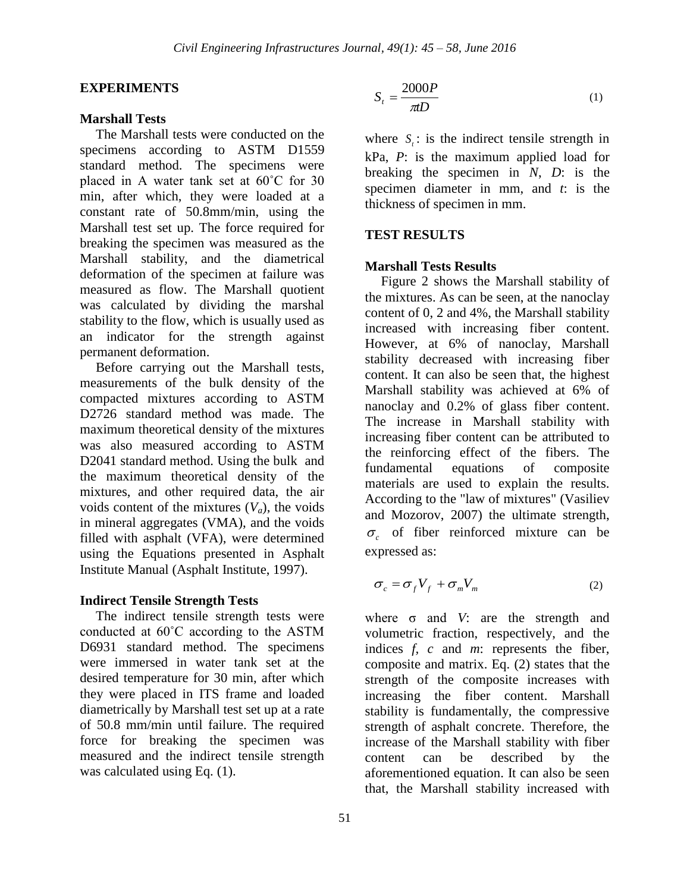## EXPERIMENTS

### Marshall Tests

The Marshall tests were conducted on the specimens according to ASTM D1559 standard method. The specimens were placed in A water tank set at 60˚C for 30 min, after which, they were loaded at a constant rate of 50.8mm/min, using the Marshall test set up. The force required for breaking the specimen was measured as the Marshall stability, and the diametrical deformation of the specimen at failure was measured as flow. The Marshall quotient was calculated by dividing the marshal stability to the flow, which is usually used as an indicator for the strength against permanent deformation.

Before carrying out the Marshall tests, measurements of the bulk density of the compacted mixtures according to ASTM D2726 standard method was made. The maximum theoretical density of the mixtures was also measured according to ASTM D2041 standard method. Using the bulk and the maximum theoretical density of the mixtures, and other required data, the air voids content of the mixtures ($V_a$), the voids in mineral aggregates (VMA), and the voids filled with asphalt (VFA), were determined using the Equations presented in Asphalt Institute Manual (Asphalt Institute, 1997).

### Indirect Tensile Strength Tests

The indirect tensile strength tests were conducted at 60˚C according to the ASTM D6931 standard method. The specimens were immersed in water tank set at the desired temperature for 30 min, after which they were placed in ITS frame and loaded diametrically by Marshall test set up at a rate of 50.8 mm/min until failure. The required force for breaking the specimen was measured and the indirect tensile strength was calculated using Eq. (1).

$$S_t = \frac{2000P}{\pi t D} \tag{1}$$

where $S_t$: is the indirect tensile strength in kPa, $P$: is the maximum applied load for breaking the specimen in $N$, $D$: is the specimen diameter in mm, and $t$: is the thickness of specimen in mm.

## TEST RESULTS

### Marshall Tests Results

Figure 2 shows the Marshall stability of the mixtures. As can be seen, at the nanoclay content of 0, 2 and 4%, the Marshall stability increased with increasing fiber content. However, at 6% of nanoclay, Marshall stability decreased with increasing fiber content. It can also be seen that, the highest Marshall stability was achieved at 6% of nanoclay and 0.2% of glass fiber content. The increase in Marshall stability with increasing fiber content can be attributed to the reinforcing effect of the fibers. The fundamental equations of composite materials are used to explain the results. According to the "law of mixtures" (Vasiliev and Mozorov, 2007) the ultimate strength, $\sigma_c$ of fiber reinforced mixture can be expressed as:

$$\sigma_c = \sigma_f V_f + \sigma_m V_m \tag{2}$$

where $\sigma$ and $V$: are the strength and volumetric fraction, respectively, and the indices $f$, $c$ and $m$: represents the fiber, composite and matrix. Eq. (2) states that the strength of the composite increases with increasing the fiber content. Marshall stability is fundamentally, the compressive strength of asphalt concrete. Therefore, the increase of the Marshall stability with fiber content can be described by the aforementioned equation. It can also be seen that, the Marshall stability increased with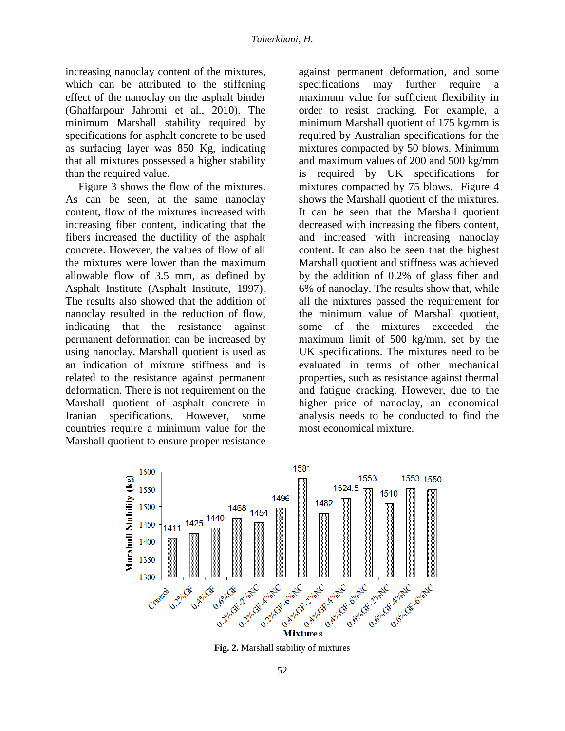increasing nanoclay content of the mixtures, which can be attributed to the stiffening effect of the nanoclay on the asphalt binder (Ghaffarpour Jahromi et al., 2010). The minimum Marshall stability required by specifications for asphalt concrete to be used as surfacing layer was 850 Kg, indicating that all mixtures possessed a higher stability than the required value.

Figure 3 shows the flow of the mixtures. As can be seen, at the same nanoclay content, flow of the mixtures increased with increasing fiber content, indicating that the fibers increased the ductility of the asphalt concrete. However, the values of flow of all the mixtures were lower than the maximum allowable flow of 3.5 mm, as defined by Asphalt Institute (Asphalt Institute, 1997). The results also showed that the addition of nanoclay resulted in the reduction of flow, indicating that the resistance against permanent deformation can be increased by using nanoclay. Marshall quotient is used as an indication of mixture stiffness and is related to the resistance against permanent deformation. There is not requirement on the Marshall quotient of asphalt concrete in Iranian specifications. However, some countries require a minimum value for the Marshall quotient to ensure proper resistance against permanent deformation, and some specifications may further require a maximum value for sufficient flexibility in order to resist cracking. For example, a minimum Marshall quotient of 175 kg/mm is required by Australian specifications for the mixtures compacted by 50 blows. Minimum and maximum values of 200 and 500 kg/mm is required by UK specifications for mixtures compacted by 75 blows. Figure 4 shows the Marshall quotient of the mixtures. It can be seen that the Marshall quotient decreased with increasing the fibers content, and increased with increasing nanoclay content. It can also be seen that the highest Marshall quotient and stiffness was achieved by the addition of 0.2% of glass fiber and 6% of nanoclay. The results show that, while all the mixtures passed the requirement for the minimum value of Marshall quotient, some of the mixtures exceeded the maximum limit of 500 kg/mm, set by the UK specifications. The mixtures need to be evaluated in terms of other mechanical properties, such as resistance against thermal and fatigue cracking. However, due to the higher price of nanoclay, an economical analysis needs to be conducted to find the most economical mixture.

| Mixtures | Marshall Stability (kg) |
|---|---|
| Control | 1411 |
| 0.2%GF | 1425 |
| 0.4%GF | 1440 |
| 0.6%GF | 1468 |
| 0.2%GF-2%NC | 1454 |
| 0.2%GF-4%NC | 1496 |
| 0.2%GF-6%NC | 1581 |
| 0.4%GF-2%NC | 1482 |
| 0.4%GF-4%NC | 1524.5 |
| 0.4%GF-6%NC | 1553 |
| 0.6%GF-2%NC | 1510 |
| 0.6%GF-4%NC | 1553 |
| 0.6%GF-6%NC | 1550 |

**Fig. 2.** Marshall stability of mixtures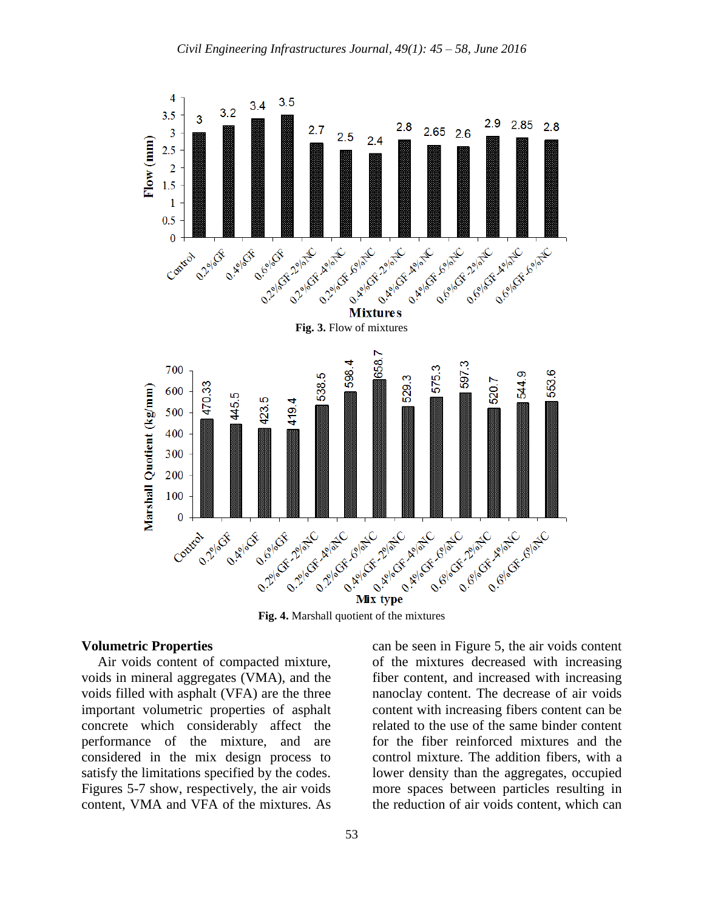Fig. 3. Flow of mixtures

Fig. 4. Marshall quotient of the mixtures

## Volumetric Properties

Air voids content of compacted mixture, voids in mineral aggregates (VMA), and the voids filled with asphalt (VFA) are the three important volumetric properties of asphalt concrete which considerably affect the performance of the mixture, and are considered in the mix design process to satisfy the limitations specified by the codes. Figures 5-7 show, respectively, the air voids content, VMA and VFA of the mixtures. As can be seen in Figure 5, the air voids content of the mixtures decreased with increasing fiber content, and increased with increasing nanoclay content. The decrease of air voids content with increasing fibers content can be related to the use of the same binder content for the fiber reinforced mixtures and the control mixture. The addition fibers, with a lower density than the aggregates, occupied more spaces between particles resulting in the reduction of air voids content, which can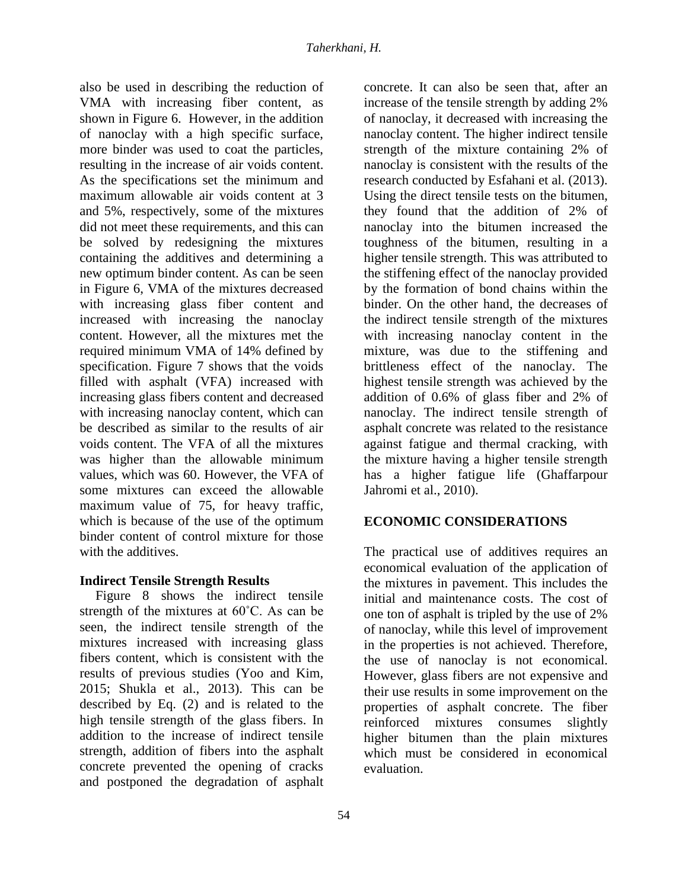also be used in describing the reduction of VMA with increasing fiber content, as shown in Figure 6. However, in the addition of nanoclay with a high specific surface, more binder was used to coat the particles, resulting in the increase of air voids content. As the specifications set the minimum and maximum allowable air voids content at 3 and 5%, respectively, some of the mixtures did not meet these requirements, and this can be solved by redesigning the mixtures containing the additives and determining a new optimum binder content. As can be seen in Figure 6, VMA of the mixtures decreased with increasing glass fiber content and increased with increasing the nanoclay content. However, all the mixtures met the required minimum VMA of 14% defined by specification. Figure 7 shows that the voids filled with asphalt (VFA) increased with increasing glass fibers content and decreased with increasing nanoclay content, which can be described as similar to the results of air voids content. The VFA of all the mixtures was higher than the allowable minimum values, which was 60. However, the VFA of some mixtures can exceed the allowable maximum value of 75, for heavy traffic, which is because of the use of the optimum binder content of control mixture for those with the additives.

### Indirect Tensile Strength Results

Figure 8 shows the indirect tensile strength of the mixtures at 60˚C. As can be seen, the indirect tensile strength of the mixtures increased with increasing glass fibers content, which is consistent with the results of previous studies (Yoo and Kim, 2015; Shukla et al., 2013). This can be described by Eq. (2) and is related to the high tensile strength of the glass fibers. In addition to the increase of indirect tensile strength, addition of fibers into the asphalt concrete prevented the opening of cracks and postponed the degradation of asphalt concrete. It can also be seen that, after an increase of the tensile strength by adding 2% of nanoclay, it decreased with increasing the nanoclay content. The higher indirect tensile strength of the mixture containing 2% of nanoclay is consistent with the results of the research conducted by Esfahani et al. (2013). Using the direct tensile tests on the bitumen, they found that the addition of 2% of nanoclay into the bitumen increased the toughness of the bitumen, resulting in a higher tensile strength. This was attributed to the stiffening effect of the nanoclay provided by the formation of bond chains within the binder. On the other hand, the decreases of the indirect tensile strength of the mixtures with increasing nanoclay content in the mixture, was due to the stiffening and brittleness effect of the nanoclay. The highest tensile strength was achieved by the addition of 0.6% of glass fiber and 2% of nanoclay. The indirect tensile strength of asphalt concrete was related to the resistance against fatigue and thermal cracking, with the mixture having a higher tensile strength has a higher fatigue life (Ghaffarpour Jahromi et al., 2010).

## ECONOMIC CONSIDERATIONS

The practical use of additives requires an economical evaluation of the application of the mixtures in pavement. This includes the initial and maintenance costs. The cost of one ton of asphalt is tripled by the use of 2% of nanoclay, while this level of improvement in the properties is not achieved. Therefore, the use of nanoclay is not economical. However, glass fibers are not expensive and their use results in some improvement on the properties of asphalt concrete. The fiber reinforced mixtures consumes slightly higher bitumen than the plain mixtures which must be considered in economical evaluation.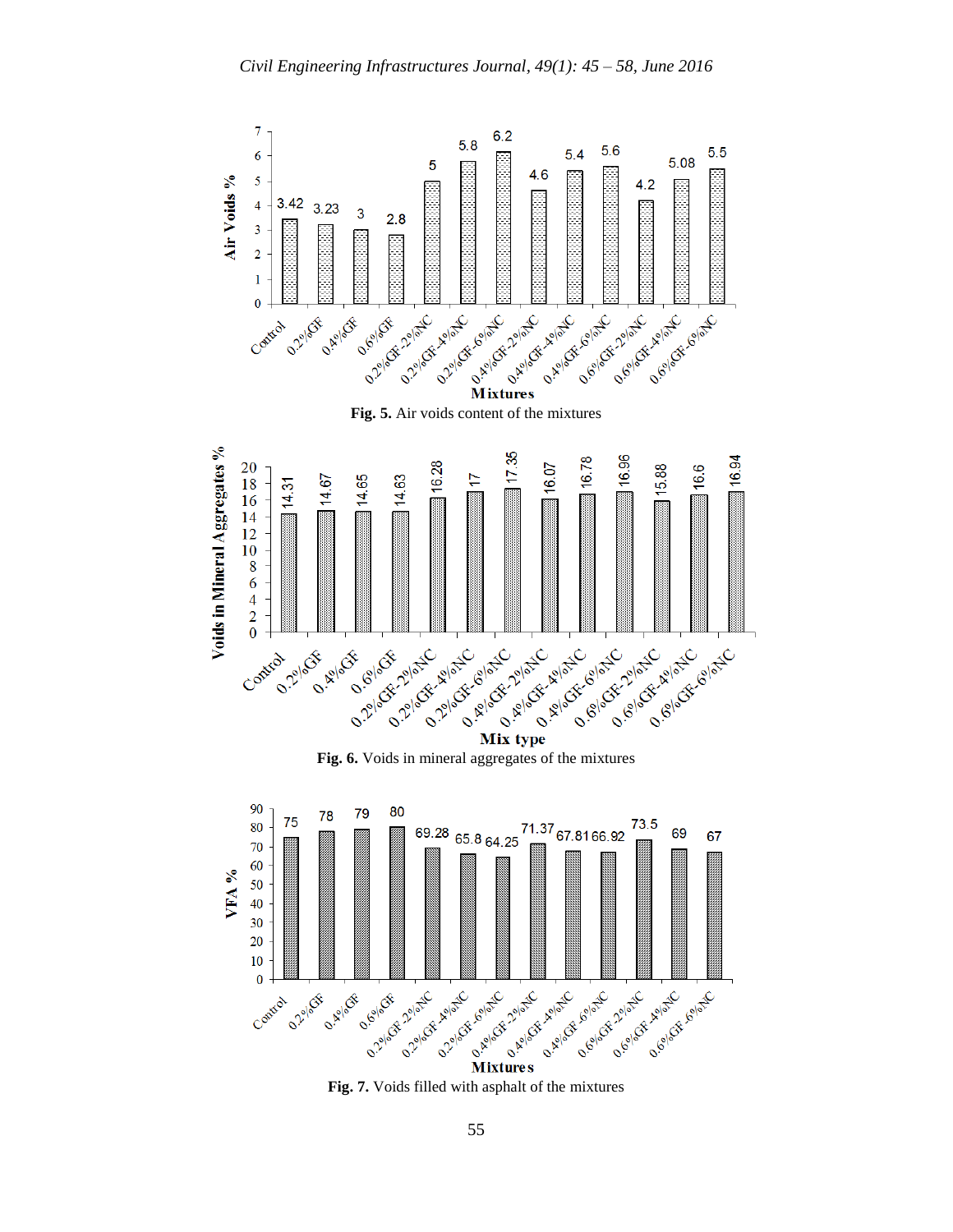Fig. 5. Air voids content of the mixtures

Fig. 6. Voids in mineral aggregates of the mixtures

Fig. 7. Voids filled with asphalt of the mixtures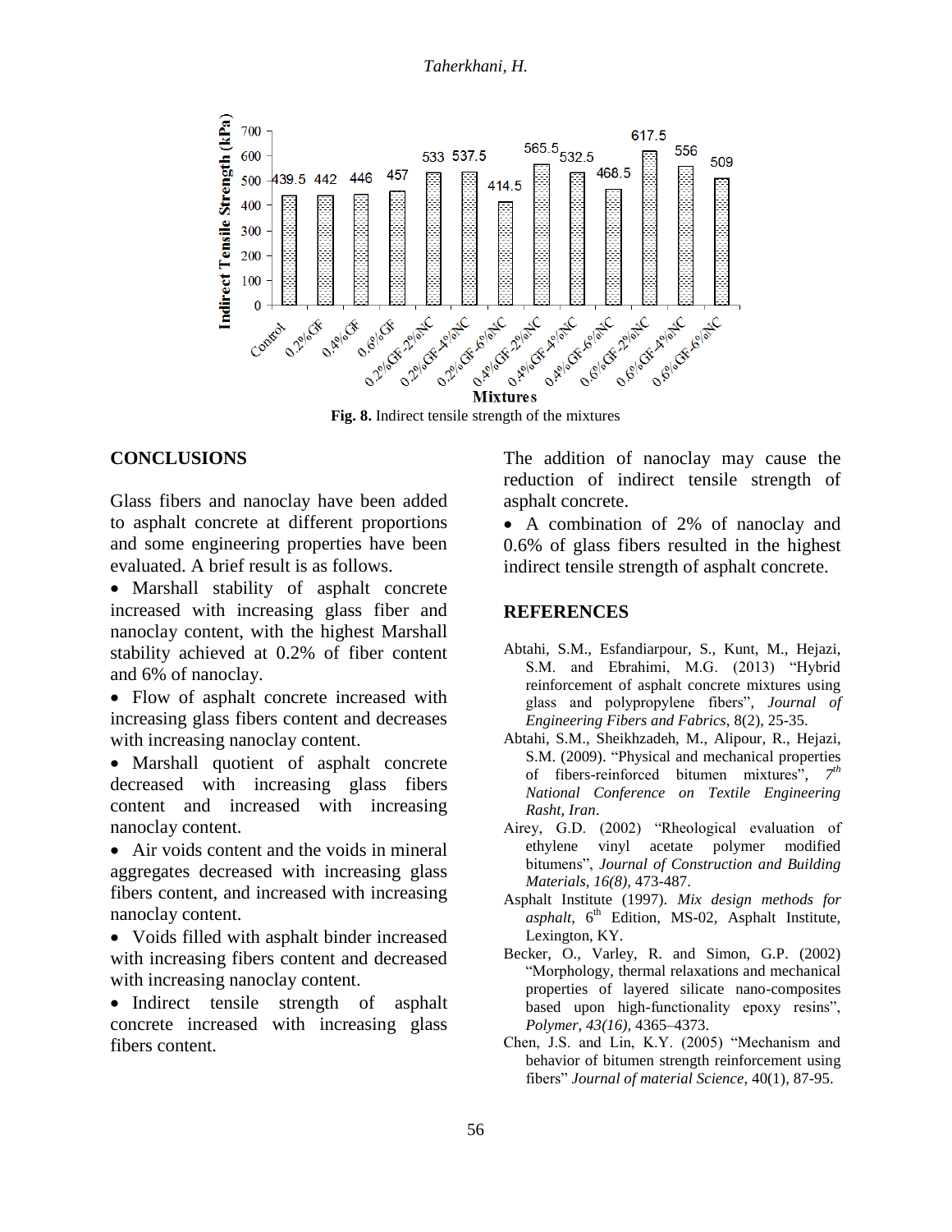Fig. 8. Indirect tensile strength of the mixtures

## CONCLUSIONS

Glass fibers and nanoclay have been added to asphalt concrete at different proportions and some engineering properties have been evaluated. A brief result is as follows.

- Marshall stability of asphalt concrete increased with increasing glass fiber and nanoclay content, with the highest Marshall stability achieved at 0.2% of fiber content and 6% of nanoclay.
- Flow of asphalt concrete increased with increasing glass fibers content and decreases with increasing nanoclay content.
- Marshall quotient of asphalt concrete decreased with increasing glass fibers content and increased with increasing nanoclay content.
- Air voids content and the voids in mineral aggregates decreased with increasing glass fibers content, and increased with increasing nanoclay content.
- Voids filled with asphalt binder increased with increasing fibers content and decreased with increasing nanoclay content.
- Indirect tensile strength of asphalt concrete increased with increasing glass fibers content. The addition of nanoclay may cause the reduction of indirect tensile strength of asphalt concrete.
- A combination of 2% of nanoclay and 0.6% of glass fibers resulted in the highest indirect tensile strength of asphalt concrete.

## REFERENCES

Abtahi, S.M., Esfandiarpour, S., Kunt, M., Hejazi, S.M. and Ebrahimi, M.G. (2013) “Hybrid reinforcement of asphalt concrete mixtures using glass and polypropylene fibers”, *Journal of Engineering Fibers and Fabrics*, 8(2), 25-35.

Abtahi, S.M., Sheikhzadeh, M., Alipour, R., Hejazi, S.M. (2009). “Physical and mechanical properties of fibers-reinforced bitumen mixtures”, *7th National Conference on Textile Engineering Rasht, Iran*.

Airey, G.D. (2002) “Rheological evaluation of ethylene vinyl acetate polymer modified bitumens”, *Journal of Construction and Building Materials, 16(8)*, 473-487.

Asphalt Institute (1997). *Mix design methods for asphalt*, 6th Edition, MS-02, Asphalt Institute, Lexington, KY.

Becker, O., Varley, R. and Simon, G.P. (2002) “Morphology, thermal relaxations and mechanical properties of layered silicate nano-composites based upon high-functionality epoxy resins”, *Polymer, 43(16)*, 4365–4373.

Chen, J.S. and Lin, K.Y. (2005) “Mechanism and behavior of bitumen strength reinforcement using fibers” *Journal of material Science*, 40(1), 87-95.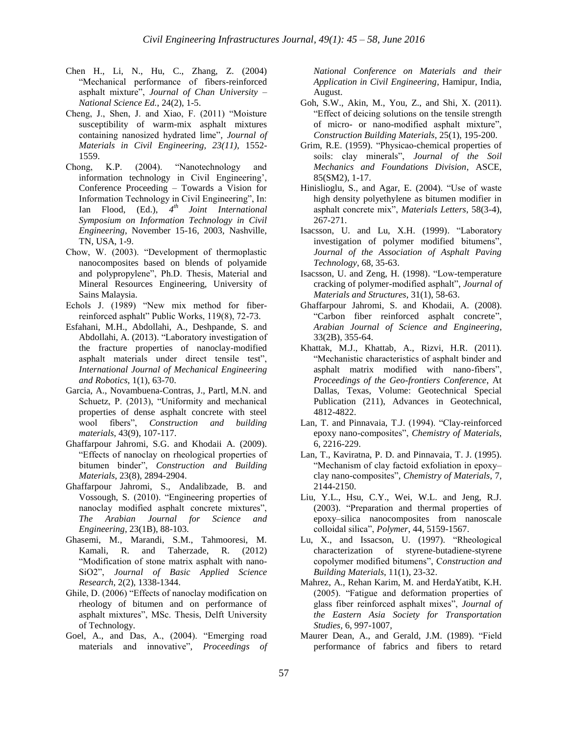Chen H., Li, N., Hu, C., Zhang, Z. (2004) "Mechanical performance of fibers-reinforced asphalt mixture", *Journal of Chan University – National Science Ed.*, 24(2), 1-5.

Cheng, J., Shen, J. and Xiao, F. (2011) "Moisture susceptibility of warm-mix asphalt mixtures containing nanosized hydrated lime", *Journal of Materials in Civil Engineering, 23(11),* 1552-1559.

Chong, K.P. (2004). "Nanotechnology and information technology in Civil Engineering', Conference Proceeding – Towards a Vision for Information Technology in Civil Engineering", In: Ian Flood, (Ed.), *4th Joint International Symposium on Information Technology in Civil Engineering*, November 15-16, 2003, Nashville, TN, USA, 1-9.

Chow, W. (2003). "Development of thermoplastic nanocomposites based on blends of polyamide and polypropylene", Ph.D. Thesis, Material and Mineral Resources Engineering, University of Sains Malaysia.

Echols J. (1989) "New mix method for fiber-reinforced asphalt" Public Works, 119(8), 72-73.

Esfahani, M.H., Abdollahi, A., Deshpande, S. and Abdollahi, A. (2013). "Laboratory investigation of the fracture properties of nanoclay-modified asphalt materials under direct tensile test", *International Journal of Mechanical Engineering and Robotics*, 1(1), 63-70.

Garcia, A., Novambuena-Contras, J., Partl, M.N. and Schuetz, P. (2013), "Uniformity and mechanical properties of dense asphalt concrete with steel wool fibers", *Construction and building materials,* 43(9), 107-117.

Ghaffarpour Jahromi, S.G. and Khodaii A. (2009). "Effects of nanoclay on rheological properties of bitumen binder", *Construction and Building Materials*, 23(8), 2894-2904.

Ghaffarpour Jahromi, S., Andalibzade, B. and Vossough, S. (2010). "Engineering properties of nanoclay modified asphalt concrete mixtures", *The Arabian Journal for Science and Engineering*, 23(1B), 88-103.

Ghasemi, M., Marandi, S.M., Tahmooresi, M. Kamali, R. and Taherzade, R. (2012) "Modification of stone matrix asphalt with nano-SiO2", *Journal of Basic Applied Science Research*, 2(2), 1338-1344.

Ghile, D. (2006) "Effects of nanoclay modification on rheology of bitumen and on performance of asphalt mixtures", MSc. Thesis, Delft University of Technology.

Goel, A., and Das, A., (2004). "Emerging road materials and innovative", *Proceedings of National Conference on Materials and their Application in Civil Engineering*, Hamipur, India, August.

Goh, S.W., Akin, M., You, Z., and Shi, X. (2011). "Effect of deicing solutions on the tensile strength of micro- or nano-modified asphalt mixture", *Construction Building Materials*, 25(1), 195-200.

Grim, R.E. (1959). "Physicao-chemical properties of soils: clay minerals", *Journal of the Soil Mechanics and Foundations Division*, ASCE, 85(SM2), 1-17.

Hinislioglu, S., and Agar, E. (2004). "Use of waste high density polyethylene as bitumen modifier in asphalt concrete mix", *Materials Letters*, 58(3-4), 267-271.

Isacsson, U. and Lu, X.H. (1999). "Laboratory investigation of polymer modified bitumens", *Journal of the Association of Asphalt Paving Technology*, 68, 35-63.

Isacsson, U. and Zeng, H. (1998). "Low-temperature cracking of polymer-modified asphalt", *Journal of Materials and Structures*, 31(1), 58-63.

Ghaffarpour Jahromi, S. and Khodaii, A. (2008). "Carbon fiber reinforced asphalt concrete", *Arabian Journal of Science and Engineering*, 33(2B), 355-64.

Khattak, M.J., Khattab, A., Rizvi, H.R. (2011). "Mechanistic characteristics of asphalt binder and asphalt matrix modified with nano-fibers", *Proceedings of the Geo-frontiers Conference*, At Dallas, Texas, Volume: Geotechnical Special Publication (211), Advances in Geotechnical, 4812-4822.

Lan, T. and Pinnavaia, T.J. (1994). "Clay-reinforced epoxy nano-composites", *Chemistry of Materials*, 6, 2216-229.

Lan, T., Kaviratna, P. D. and Pinnavaia, T. J. (1995). "Mechanism of clay factoid exfoliation in epoxy–clay nano-composites", *Chemistry of Materials*, 7, 2144-2150.

Liu, Y.L., Hsu, C.Y., Wei, W.L. and Jeng, R.J. (2003). "Preparation and thermal properties of epoxy–silica nanocomposites from nanoscale colloidal silica", *Polymer*, 44, 5159-1567.

Lu, X., and Issacson, U. (1997). "Rheological characterization of styrene-butadiene-styrene copolymer modified bitumens", *Construction and Building Materials*, 11(1), 23-32.

Mahrez, A., Rehan Karim, M. and HerdaYatibt, K.H. (2005). "Fatigue and deformation properties of glass fiber reinforced asphalt mixes", *Journal of the Eastern Asia Society for Transportation Studies,* 6, 997-1007,

Maurer Dean, A., and Gerald, J.M. (1989). "Field performance of fabrics and fibers to retard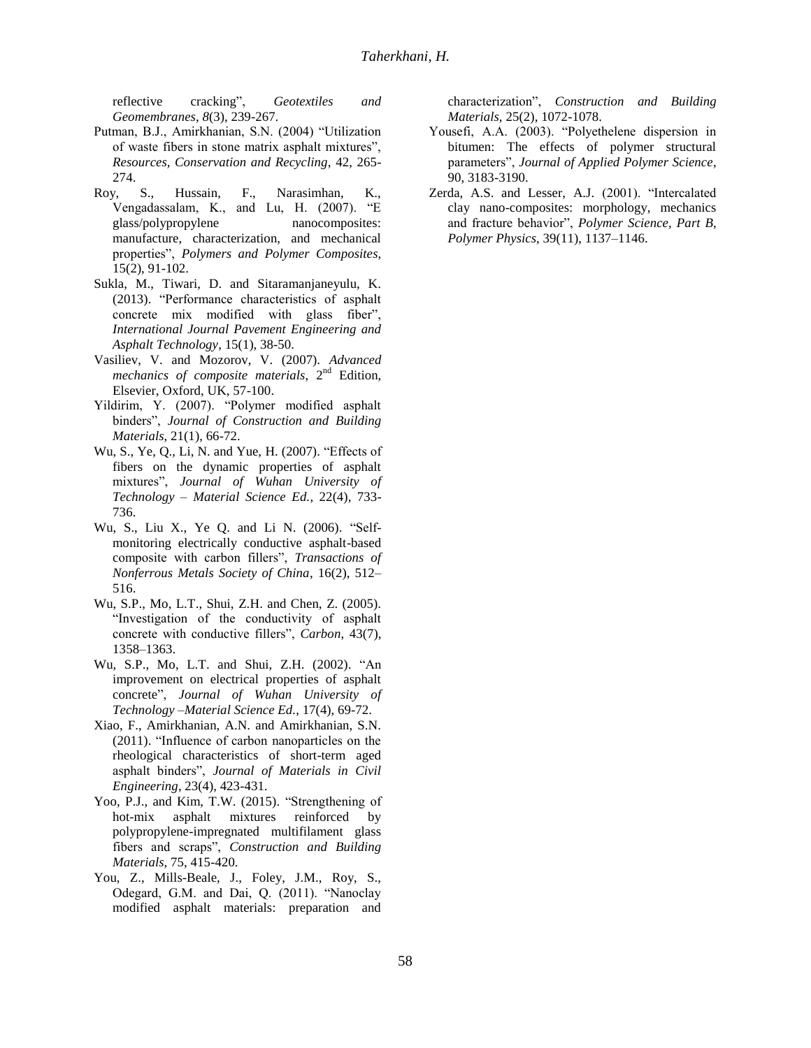reflective cracking", *Geotextiles and Geomembranes*, *8*(3), 239-267.

Putman, B.J., Amirkhanian, S.N. (2004) "Utilization of waste fibers in stone matrix asphalt mixtures", *Resources, Conservation and Recycling*, 42, 265-274.

Roy, S., Hussain, F., Narasimhan, K., Vengadassalam, K., and Lu, H. (2007). "E glass/polypropylene nanocomposites: manufacture, characterization, and mechanical properties", *Polymers and Polymer Composites*, 15(2), 91-102.

Sukla, M., Tiwari, D. and Sitaramanjaneyulu, K. (2013). "Performance characteristics of asphalt concrete mix modified with glass fiber", *International Journal Pavement Engineering and Asphalt Technology*, 15(1), 38-50.

Vasiliev, V. and Mozorov, V. (2007). *Advanced mechanics of composite materials*, 2nd Edition, Elsevier, Oxford, UK, 57-100.

Yildirim, Y. (2007). "Polymer modified asphalt binders", *Journal of Construction and Building Materials*, 21(1), 66-72.

Wu, S., Ye, Q., Li, N. and Yue, H. (2007). "Effects of fibers on the dynamic properties of asphalt mixtures", *Journal of Wuhan University of Technology – Material Science Ed.*, 22(4), 733-736.

Wu, S., Liu X., Ye Q. and Li N. (2006). "Self-monitoring electrically conductive asphalt-based composite with carbon fillers", *Transactions of Nonferrous Metals Society of China*, 16(2), 512–516.

Wu, S.P., Mo, L.T., Shui, Z.H. and Chen, Z. (2005). "Investigation of the conductivity of asphalt concrete with conductive fillers", *Carbon*, 43(7), 1358–1363.

Wu, S.P., Mo, L.T. and Shui, Z.H. (2002). "An improvement on electrical properties of asphalt concrete", *Journal of Wuhan University of Technology –Material Science Ed.*, 17(4), 69-72.

Xiao, F., Amirkhanian, A.N. and Amirkhanian, S.N. (2011). "Influence of carbon nanoparticles on the rheological characteristics of short-term aged asphalt binders", *Journal of Materials in Civil Engineering*, 23(4), 423-431.

Yoo, P.J., and Kim, T.W. (2015). "Strengthening of hot-mix asphalt mixtures reinforced by polypropylene-impregnated multifilament glass fibers and scraps", *Construction and Building Materials*, 75, 415-420.

You, Z., Mills-Beale, J., Foley, J.M., Roy, S., Odegard, G.M. and Dai, Q. (2011). "Nanoclay modified asphalt materials: preparation and characterization", *Construction and Building Materials*, 25(2), 1072-1078.

Yousefi, A.A. (2003). "Polyethelene dispersion in bitumen: The effects of polymer structural parameters", *Journal of Applied Polymer Science*, 90, 3183-3190.

Zerda, A.S. and Lesser, A.J. (2001). "Intercalated clay nano-composites: morphology, mechanics and fracture behavior", *Polymer Science, Part B, Polymer Physics*, 39(11), 1137–1146.